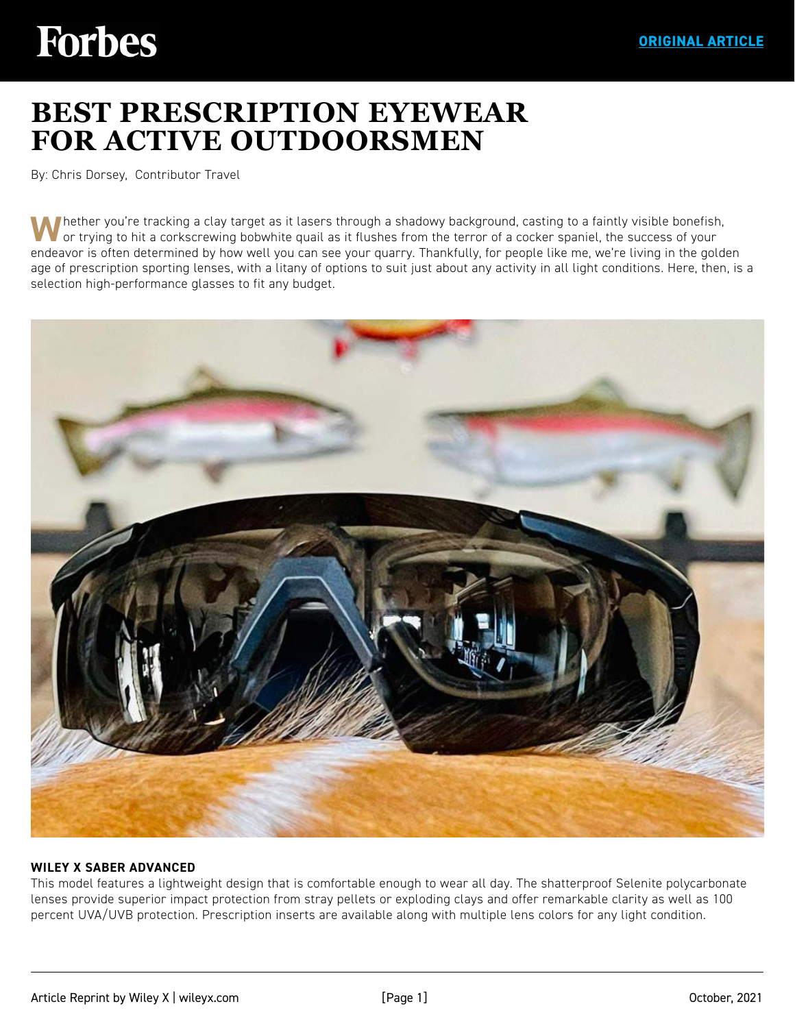# BEST PRESCRIPTION EYEWEAR FOR ACTIVE OUTDOORSMEN

By: Chris Dorsey, Contributor Travel

Whether you're tracking a clay target as it lasers through a shadowy background, casting to a faintly visible bonefish, or trying to hit a corkscrewing bobwhite quail as it flushes from the terror of a cocker spaniel, the success of your endeavor is often determined by how well you can see your quarry. Thankfully, for people like me, we're living in the golden age of prescription sporting lenses, with a litany of options to suit just about any activity in all light conditions. Here, then, is a selection high-performance glasses to fit any budget.

**WILEY X SABER ADVANCED**

This model features a lightweight design that is comfortable enough to wear all day. The shatterproof Selenite polycarbonate lenses provide superior impact protection from stray pellets or exploding clays and offer remarkable clarity as well as 100 percent UVA/UVB protection. Prescription inserts are available along with multiple lens colors for any light condition.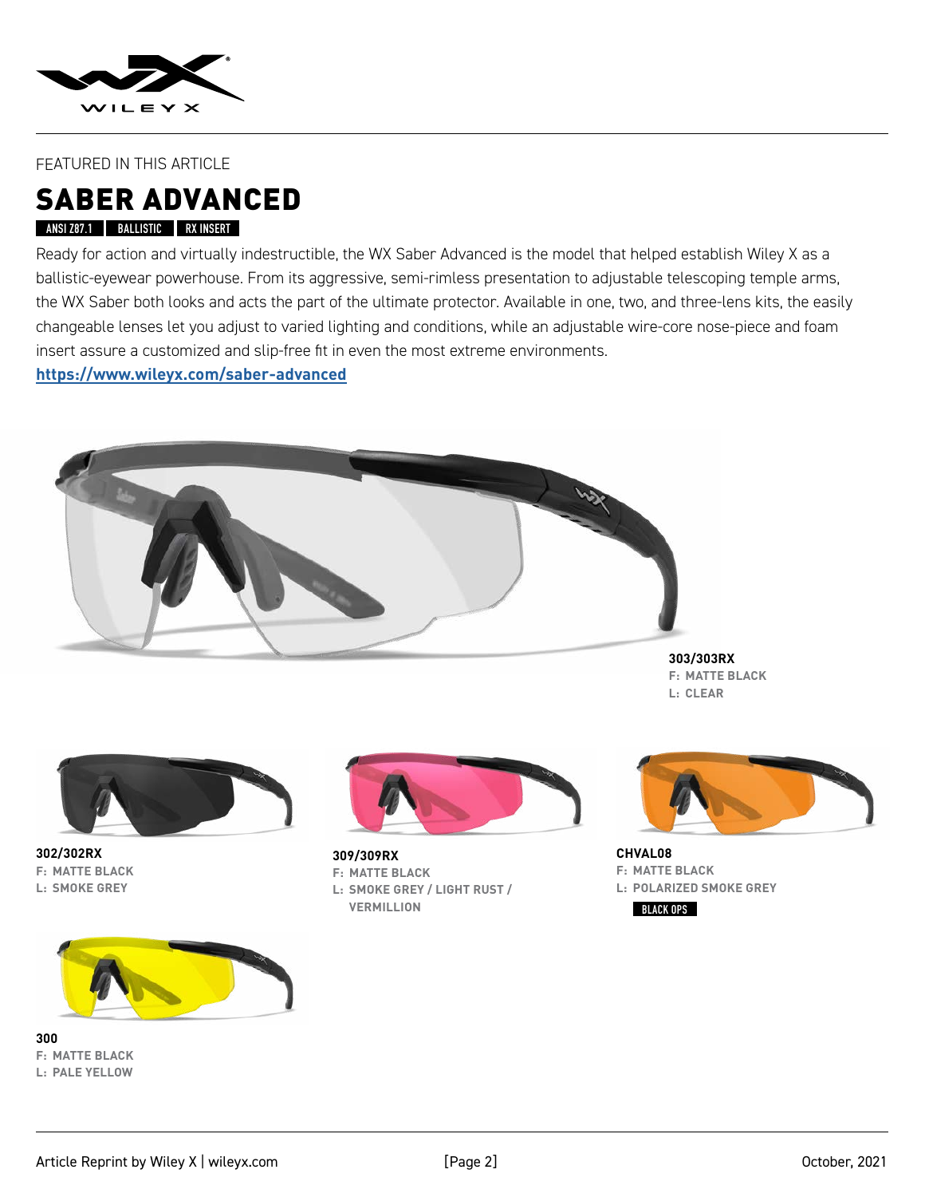FEATURED IN THIS ARTICLE

# SABER ADVANCED

ANSI Z87.1 | BALLISTIC | RX INSERT

Ready for action and virtually indestructible, the WX Saber Advanced is the model that helped establish Wiley X as a ballistic-eyewear powerhouse. From its aggressive, semi-rimless presentation to adjustable telescoping temple arms, the WX Saber both looks and acts the part of the ultimate protector. Available in one, two, and three-lens kits, the easily changeable lenses let you adjust to varied lighting and conditions, while an adjustable wire-core nose-piece and foam insert assure a customized and slip-free fit in even the most extreme environments.

[https://www.wileyx.com/saber-advanced](https://www.wileyx.com/saber-advanced)

**303/303RX**
F: MATTE BLACK
L: CLEAR

**302/302RX**
F: MATTE BLACK
L: SMOKE GREY

**309/309RX**
F: MATTE BLACK
L: SMOKE GREY / LIGHT RUST / VERMILLION

**CHVAL08**
F: MATTE BLACK
L: POLARIZED SMOKE GREY
BLACK OPS

**300**
F: MATTE BLACK
L: PALE YELLOW